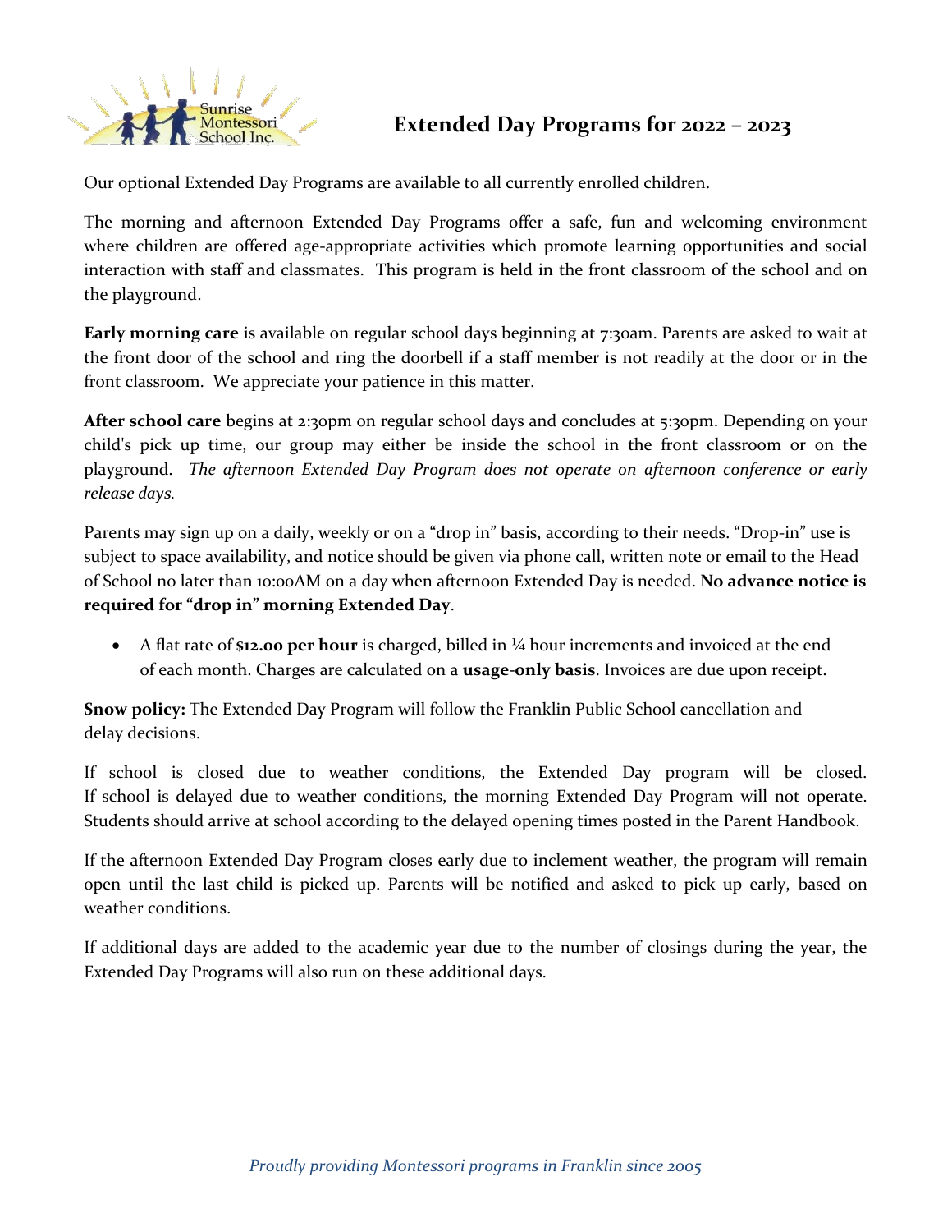# Extended Day Programs for 2022 – 2023

Our optional Extended Day Programs are available to all currently enrolled children.

The morning and afternoon Extended Day Programs offer a safe, fun and welcoming environment where children are offered age-appropriate activities which promote learning opportunities and social interaction with staff and classmates. This program is held in the front classroom of the school and on the playground.

**Early morning care** is available on regular school days beginning at 7:30am. Parents are asked to wait at the front door of the school and ring the doorbell if a staff member is not readily at the door or in the front classroom. We appreciate your patience in this matter.

**After school care** begins at 2:30pm on regular school days and concludes at 5:30pm. Depending on your child's pick up time, our group may either be inside the school in the front classroom or on the playground. *The afternoon Extended Day Program does not operate on afternoon conference or early release days.*

Parents may sign up on a daily, weekly or on a "drop in" basis, according to their needs. "Drop-in" use is subject to space availability, and notice should be given via phone call, written note or email to the Head of School no later than 10:00AM on a day when afternoon Extended Day is needed. **No advance notice is required for "drop in" morning Extended Day**.

- A flat rate of **$12.00 per hour** is charged, billed in ¼ hour increments and invoiced at the end of each month. Charges are calculated on a **usage-only basis**. Invoices are due upon receipt.

**Snow policy:** The Extended Day Program will follow the Franklin Public School cancellation and delay decisions.

If school is closed due to weather conditions, the Extended Day program will be closed. If school is delayed due to weather conditions, the morning Extended Day Program will not operate. Students should arrive at school according to the delayed opening times posted in the Parent Handbook.

If the afternoon Extended Day Program closes early due to inclement weather, the program will remain open until the last child is picked up. Parents will be notified and asked to pick up early, based on weather conditions.

If additional days are added to the academic year due to the number of closings during the year, the Extended Day Programs will also run on these additional days.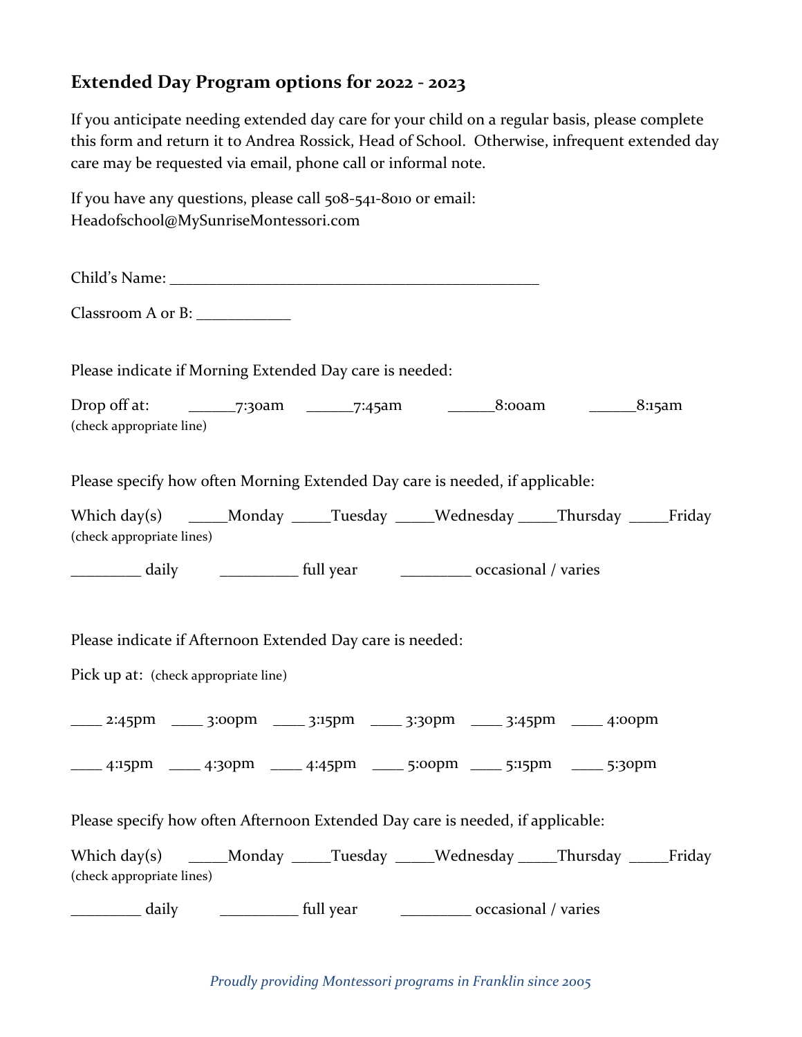## Extended Day Program options for 2022 - 2023

If you anticipate needing extended day care for your child on a regular basis, please complete this form and return it to Andrea Rossick, Head of School. Otherwise, infrequent extended day care may be requested via email, phone call or informal note.

If you have any questions, please call 508-541-8010 or email: Headofschool@MySunriseMontessori.com

Child's Name: ______________________________________________

Classroom A or B: ___________

Please indicate if Morning Extended Day care is needed:

Drop off at: ______7:30am ______7:45am ______8:00am ______8:15am
(check appropriate line)

Please specify how often Morning Extended Day care is needed, if applicable:

Which day(s) _____Monday _____Tuesday _____Wednesday _____Thursday _____Friday
(check appropriate lines)

_________ daily __________ full year _________ occasional / varies

Please indicate if Afternoon Extended Day care is needed:

Pick up at: (check appropriate line)

____ 2:45pm ____ 3:00pm ____ 3:15pm ____ 3:30pm ____ 3:45pm ____ 4:00pm

____ 4:15pm ____ 4:30pm ____ 4:45pm ____ 5:00pm ____ 5:15pm ____ 5:30pm

Please specify how often Afternoon Extended Day care is needed, if applicable:

Which day(s) _____Monday _____Tuesday _____Wednesday _____Thursday _____Friday
(check appropriate lines)

_________ daily __________ full year _________ occasional / varies

*Proudly providing Montessori programs in Franklin since 2005*